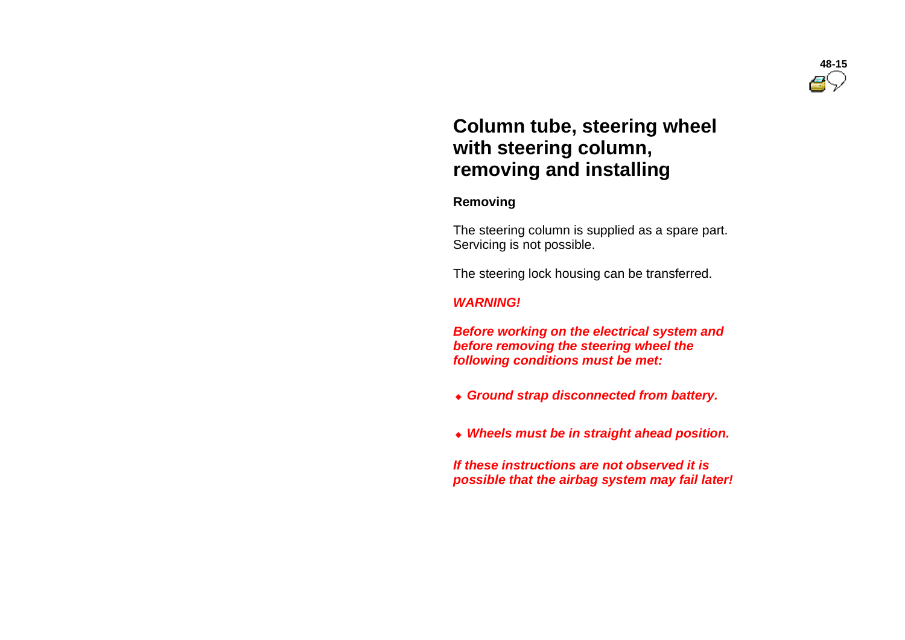# Column tube, steering wheel with steering column, removing and installing

**Removing**

The steering column is supplied as a spare part. Servicing is not possible.

The steering lock housing can be transferred.

***WARNING!***

***Before working on the electrical system and before removing the steering wheel the following conditions must be met:***

- ***Ground strap disconnected from battery.***
- ***Wheels must be in straight ahead position.***

***If these instructions are not observed it is possible that the airbag system may fail later!***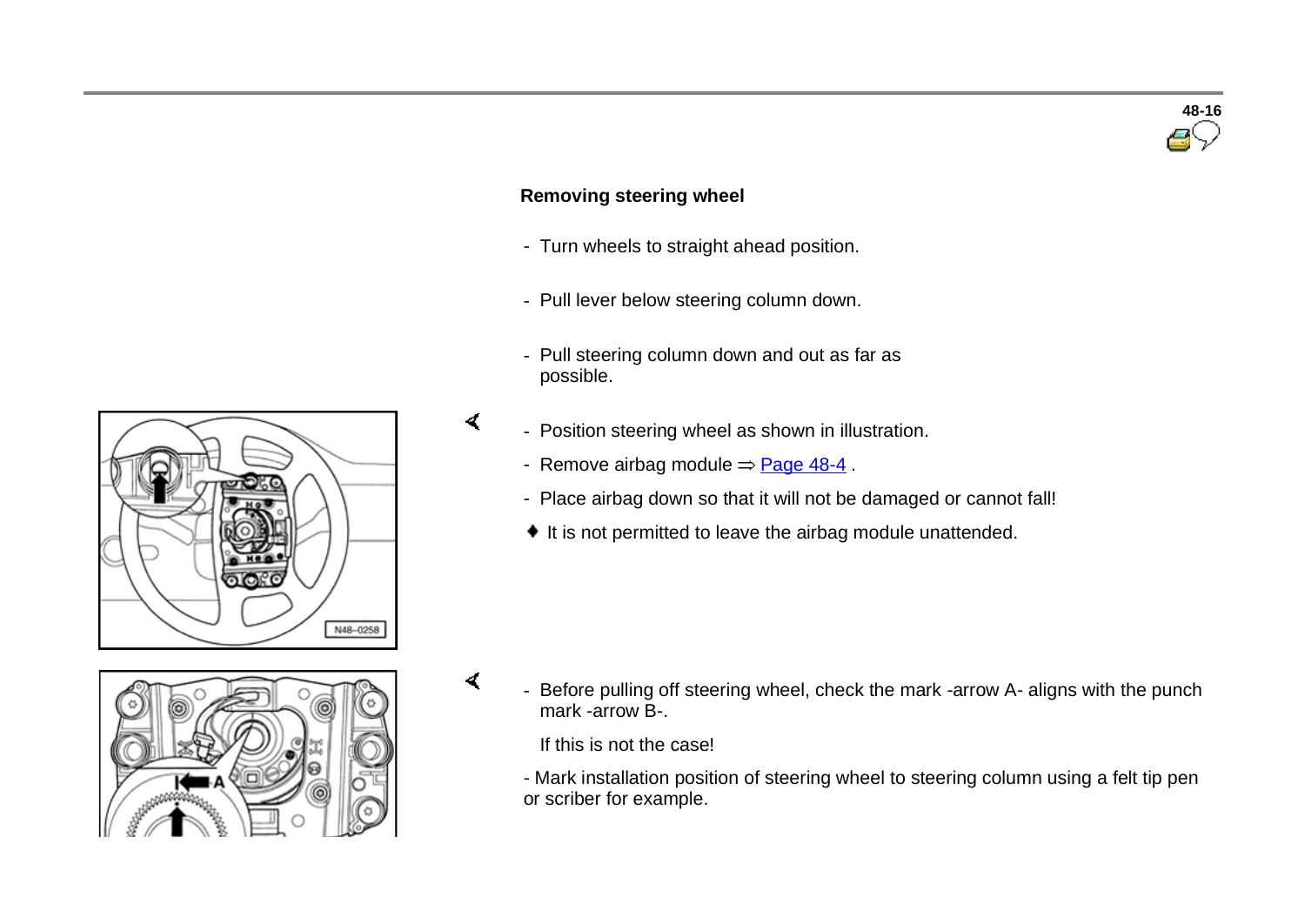## Removing steering wheel

- Turn wheels to straight ahead position.
- Pull lever below steering column down.
- Pull steering column down and out as far as possible.
- Position steering wheel as shown in illustration.
- Remove airbag module ⇒ Page 48-4 .
- Place airbag down so that it will not be damaged or cannot fall!

♦ It is not permitted to leave the airbag module unattended.

- Before pulling off steering wheel, check the mark -arrow A- aligns with the punch mark -arrow B-.

  If this is not the case!

- Mark installation position of steering wheel to steering column using a felt tip pen or scriber for example.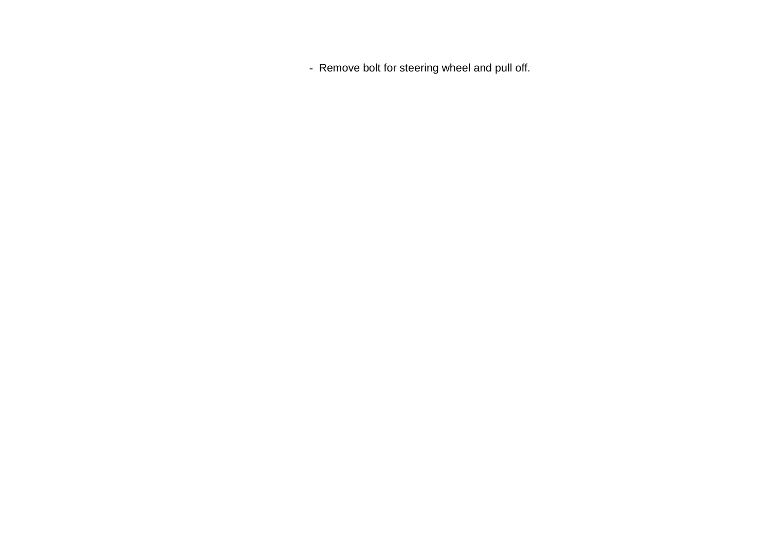- Remove bolt for steering wheel and pull off.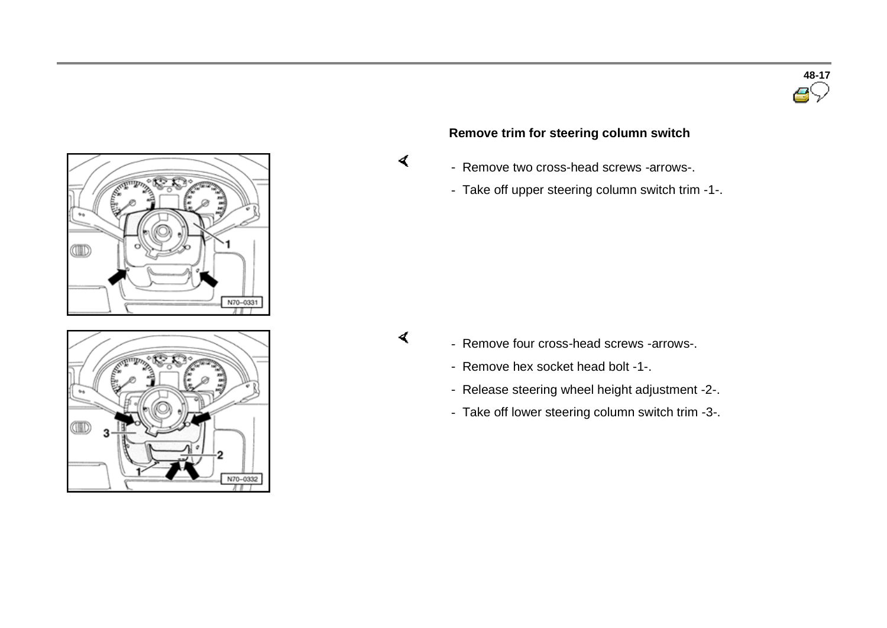### Remove trim for steering column switch

- Remove two cross-head screws -arrows-.
- Take off upper steering column switch trim -1-.

- Remove four cross-head screws -arrows-.
- Remove hex socket head bolt -1-.
- Release steering wheel height adjustment -2-.
- Take off lower steering column switch trim -3-.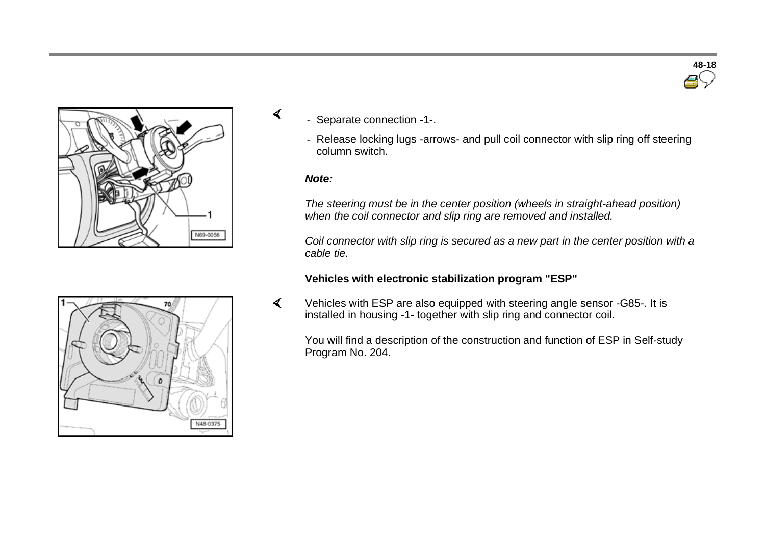- Separate connection -1-.
- Release locking lugs -arrows- and pull coil connector with slip ring off steering column switch.

***Note:***

*The steering must be in the center position (wheels in straight-ahead position) when the coil connector and slip ring are removed and installed.*

*Coil connector with slip ring is secured as a new part in the center position with a cable tie.*

**Vehicles with electronic stabilization program "ESP"**

Vehicles with ESP are also equipped with steering angle sensor -G85-. It is installed in housing -1- together with slip ring and connector coil.

You will find a description of the construction and function of ESP in Self-study Program No. 204.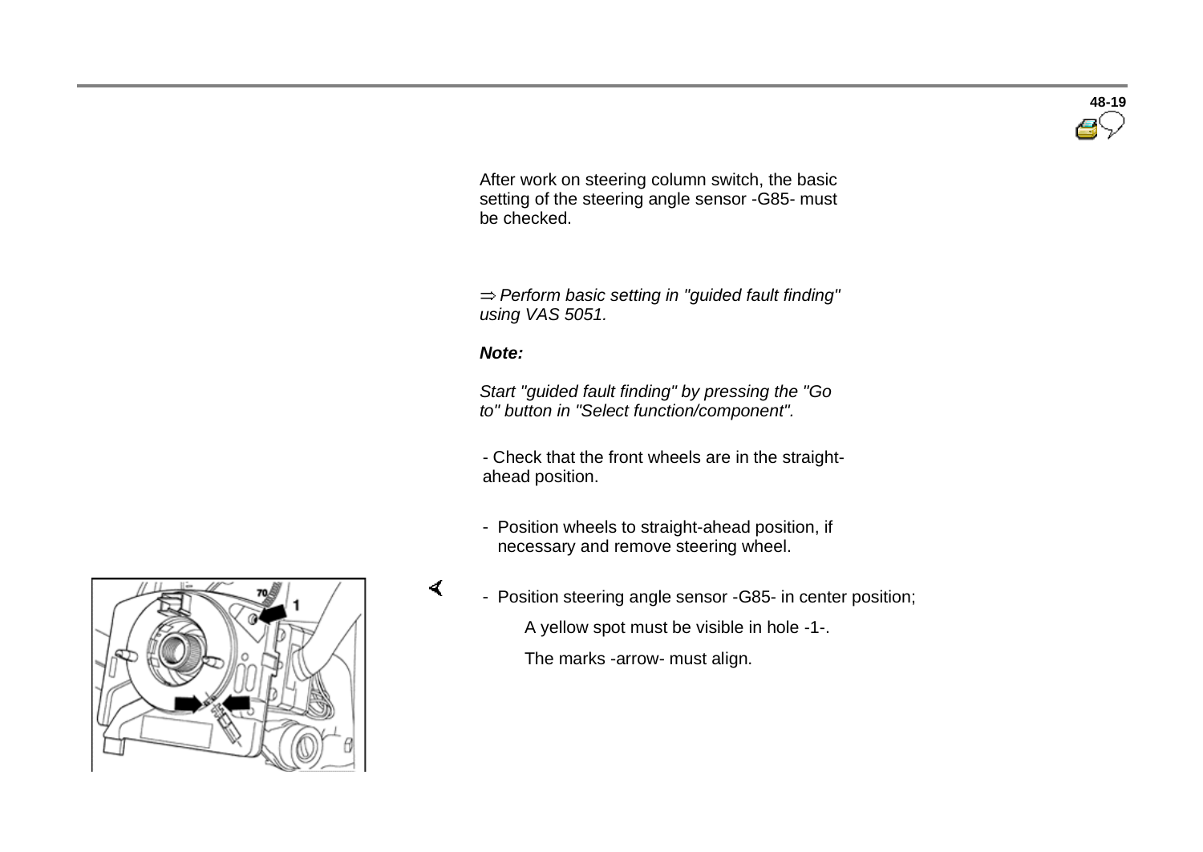After work on steering column switch, the basic setting of the steering angle sensor -G85- must be checked.

⇒ *Perform basic setting in "guided fault finding" using VAS 5051.*

***Note:***

*Start "guided fault finding" by pressing the "Go to" button in "Select function/component".*

- Check that the front wheels are in the straight-ahead position.

- Position wheels to straight-ahead position, if necessary and remove steering wheel.

- Position steering angle sensor -G85- in center position;

  A yellow spot must be visible in hole -1-.

  The marks -arrow- must align.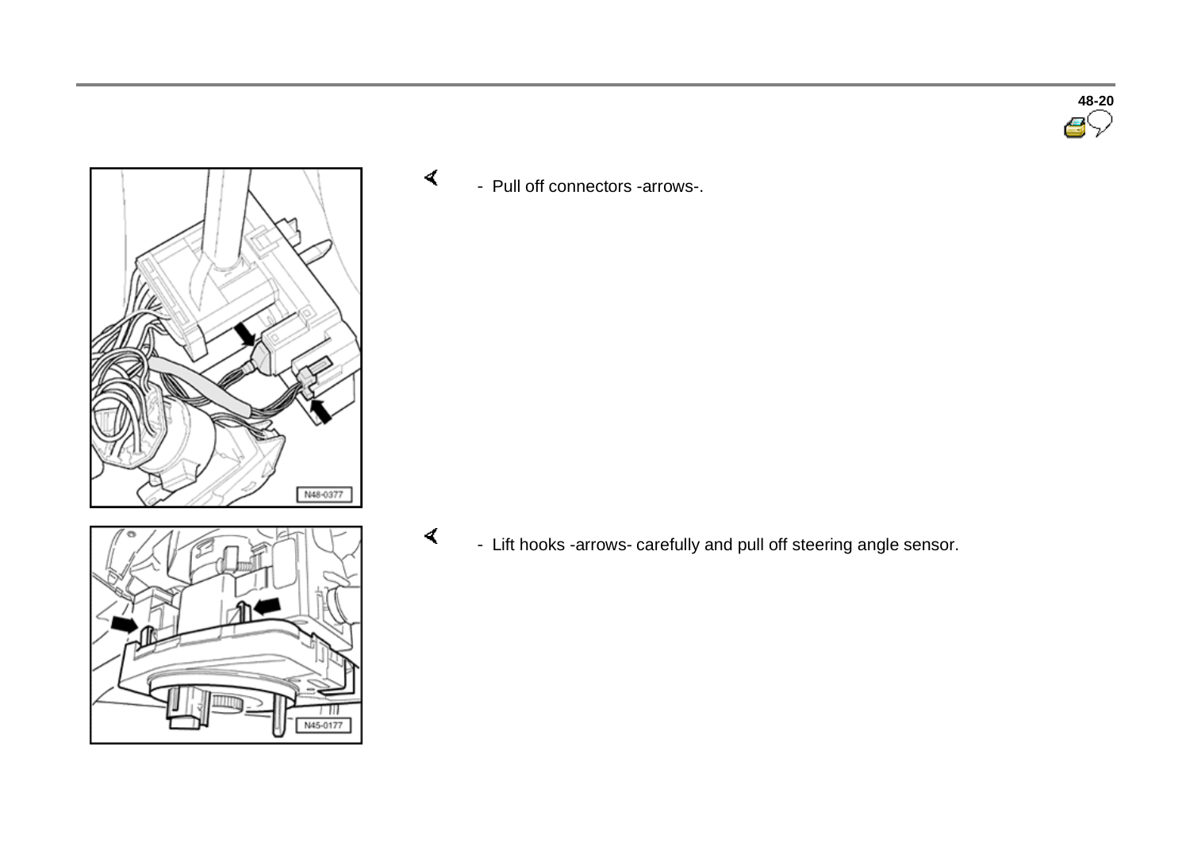- Pull off connectors -arrows-.

- Lift hooks -arrows- carefully and pull off steering angle sensor.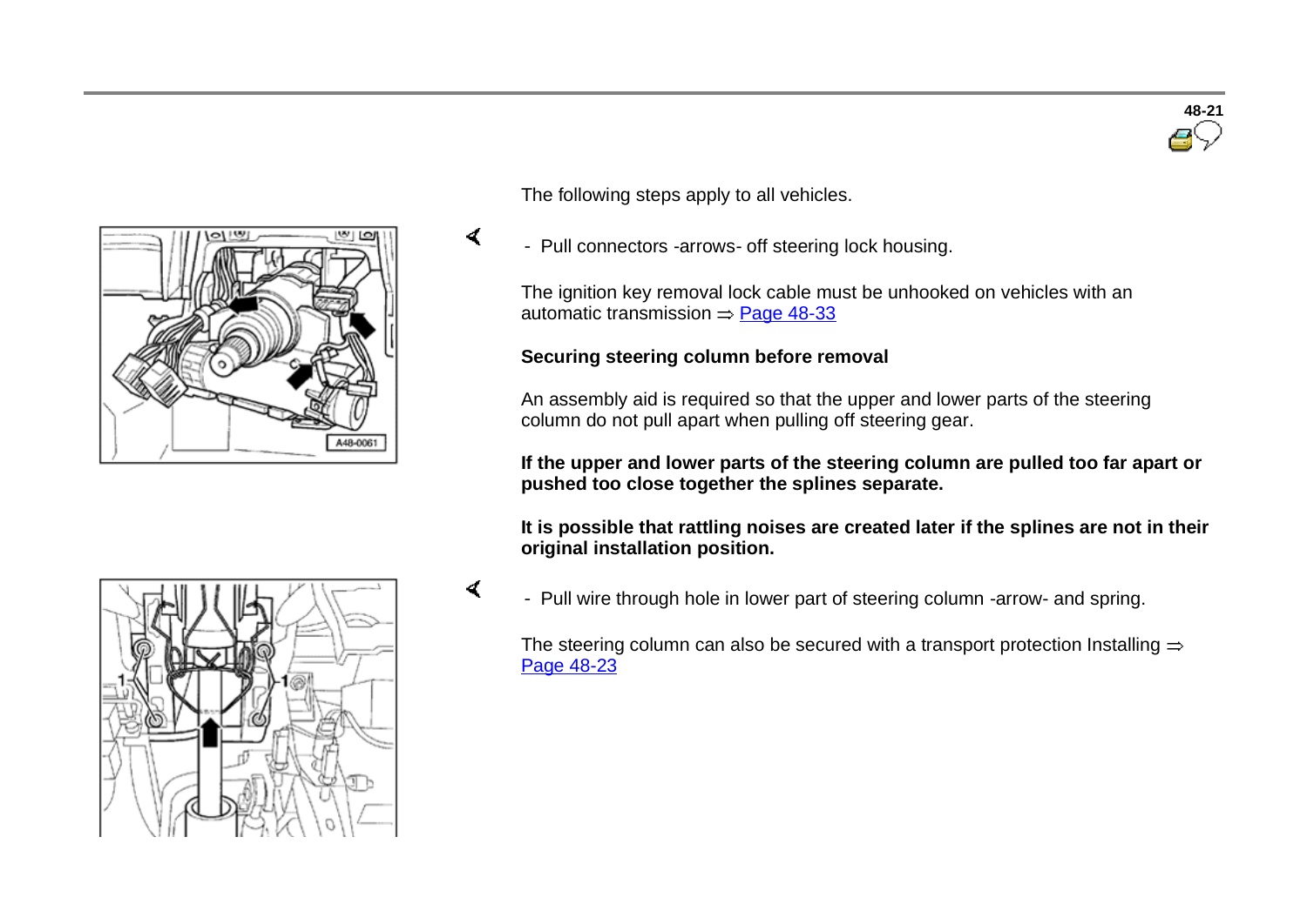The following steps apply to all vehicles.

- Pull connectors -arrows- off steering lock housing.

The ignition key removal lock cable must be unhooked on vehicles with an automatic transmission ⇒ Page 48-33

**Securing steering column before removal**

An assembly aid is required so that the upper and lower parts of the steering column do not pull apart when pulling off steering gear.

**If the upper and lower parts of the steering column are pulled too far apart or pushed too close together the splines separate.**

**It is possible that rattling noises are created later if the splines are not in their original installation position.**

- Pull wire through hole in lower part of steering column -arrow- and spring.

The steering column can also be secured with a transport protection Installing ⇒ Page 48-23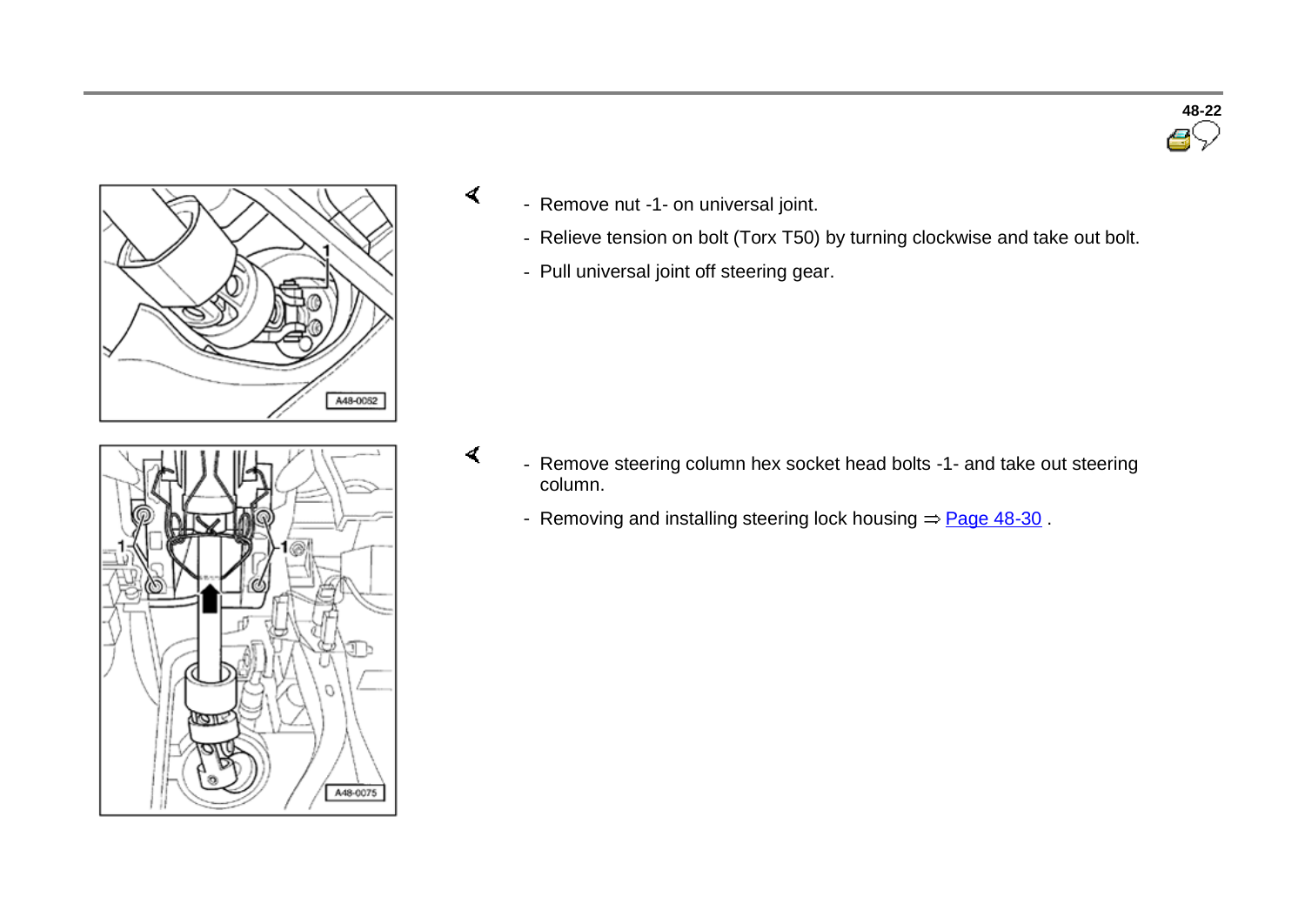- Remove nut -1- on universal joint.
- Relieve tension on bolt (Torx T50) by turning clockwise and take out bolt.
- Pull universal joint off steering gear.

- Remove steering column hex socket head bolts -1- and take out steering column.
- Removing and installing steering lock housing ⇒ Page 48-30 .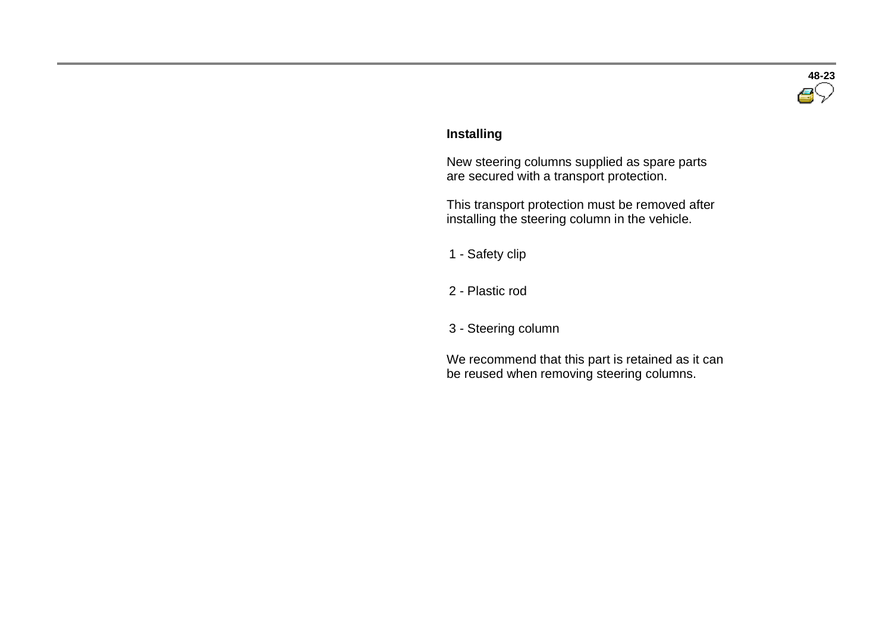## Installing

New steering columns supplied as spare parts are secured with a transport protection.

This transport protection must be removed after installing the steering column in the vehicle.

1 - Safety clip

2 - Plastic rod

3 - Steering column

We recommend that this part is retained as it can be reused when removing steering columns.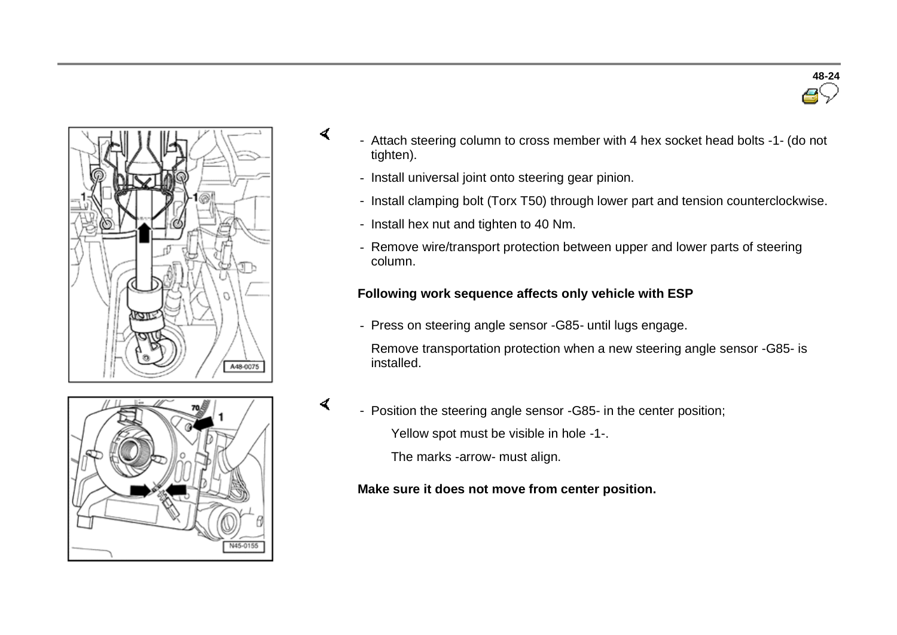- Attach steering column to cross member with 4 hex socket head bolts -1- (do not tighten).
- Install universal joint onto steering gear pinion.
- Install clamping bolt (Torx T50) through lower part and tension counterclockwise.
- Install hex nut and tighten to 40 Nm.
- Remove wire/transport protection between upper and lower parts of steering column.

**Following work sequence affects only vehicle with ESP**

- Press on steering angle sensor -G85- until lugs engage.

  Remove transportation protection when a new steering angle sensor -G85- is installed.

- Position the steering angle sensor -G85- in the center position;

  Yellow spot must be visible in hole -1-.

  The marks -arrow- must align.

**Make sure it does not move from center position.**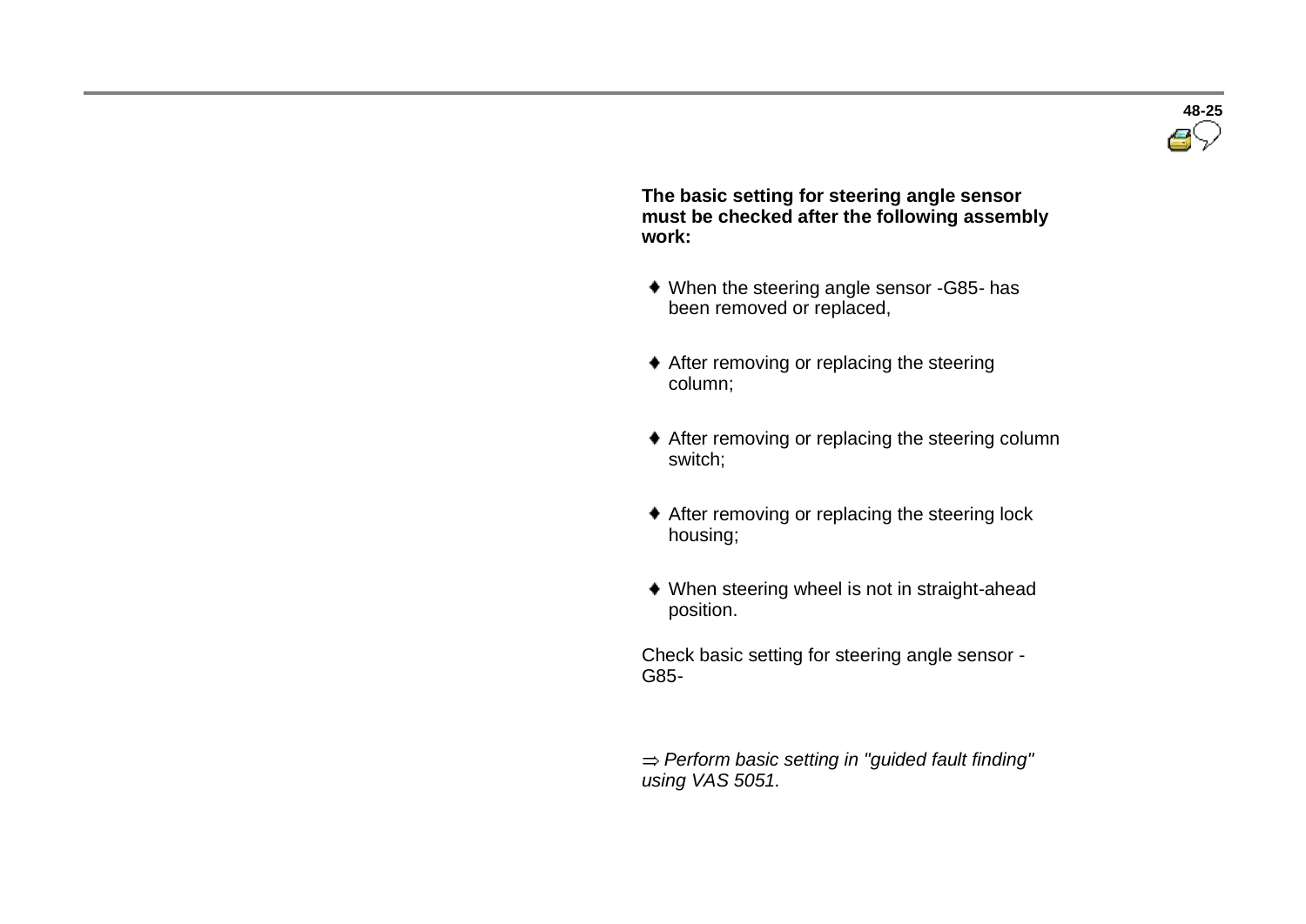**The basic setting for steering angle sensor must be checked after the following assembly work:**

- When the steering angle sensor -G85- has been removed or replaced,
- After removing or replacing the steering column;
- After removing or replacing the steering column switch;
- After removing or replacing the steering lock housing;
- When steering wheel is not in straight-ahead position.

Check basic setting for steering angle sensor -G85-

⇒ *Perform basic setting in "guided fault finding" using VAS 5051.*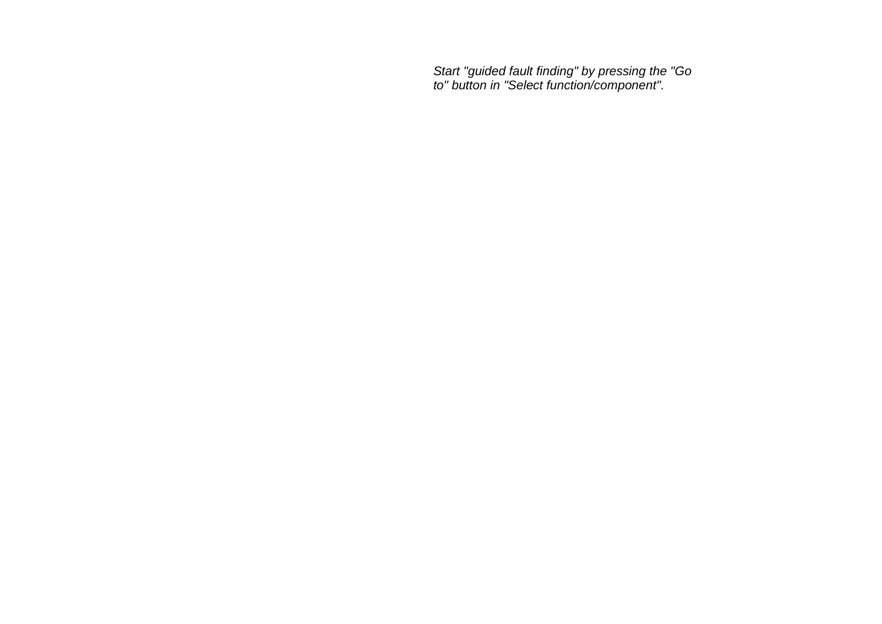*Start "guided fault finding" by pressing the "Go to" button in "Select function/component".*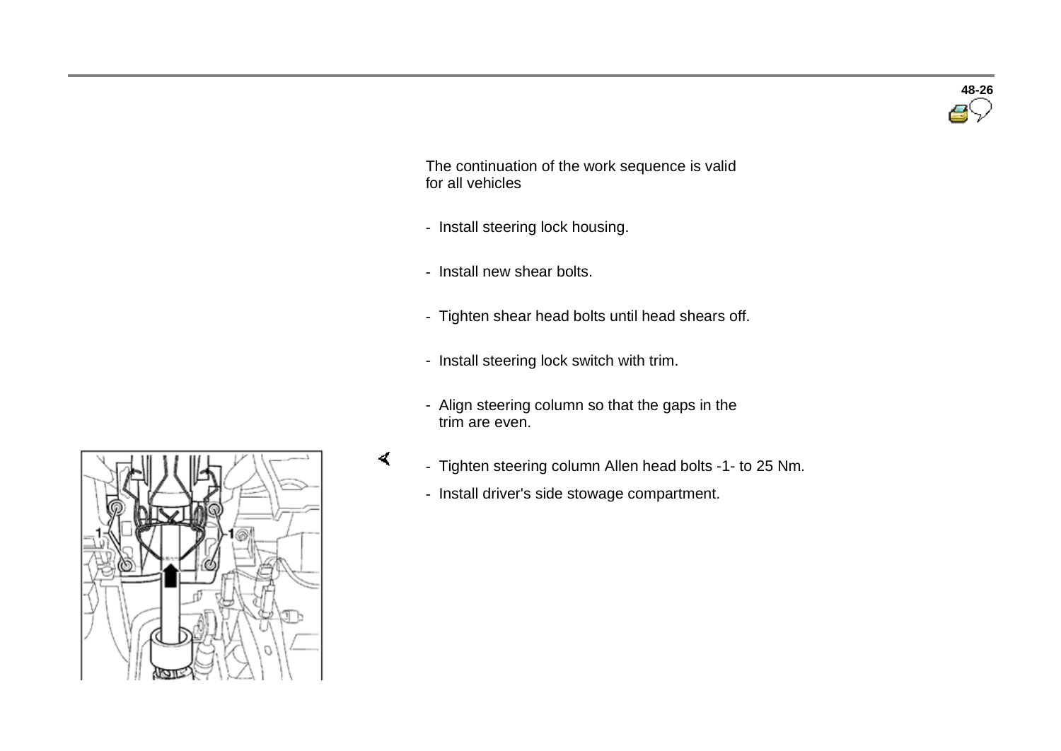The continuation of the work sequence is valid for all vehicles

- Install steering lock housing.
- Install new shear bolts.
- Tighten shear head bolts until head shears off.
- Install steering lock switch with trim.
- Align steering column so that the gaps in the trim are even.
- Tighten steering column Allen head bolts -1- to 25 Nm.
- Install driver's side stowage compartment.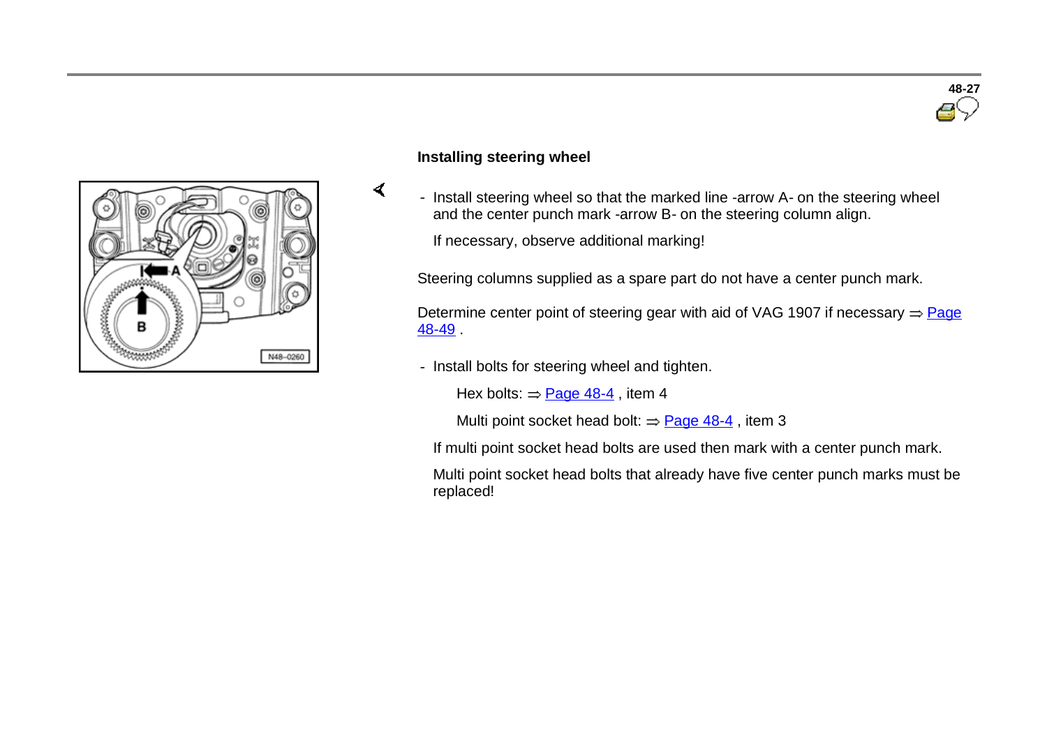## Installing steering wheel

- Install steering wheel so that the marked line -arrow A- on the steering wheel and the center punch mark -arrow B- on the steering column align.

  If necessary, observe additional marking!

Steering columns supplied as a spare part do not have a center punch mark.

Determine center point of steering gear with aid of VAG 1907 if necessary ⇒ Page 48-49 .

- Install bolts for steering wheel and tighten.

  Hex bolts: ⇒ Page 48-4 , item 4

  Multi point socket head bolt: ⇒ Page 48-4 , item 3

  If multi point socket head bolts are used then mark with a center punch mark.

  Multi point socket head bolts that already have five center punch marks must be replaced!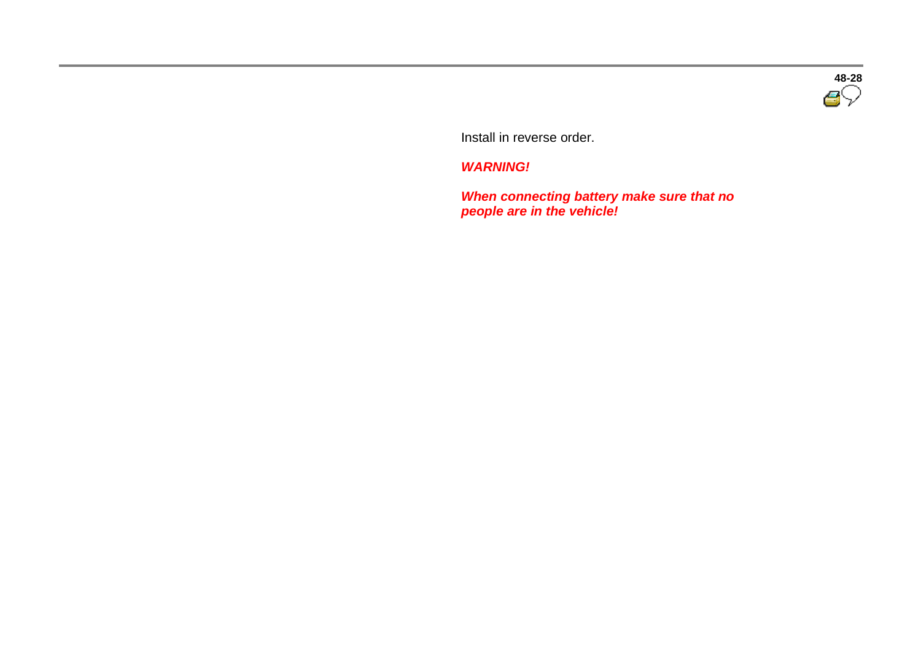Install in reverse order.

***WARNING!***

***When connecting battery make sure that no people are in the vehicle!***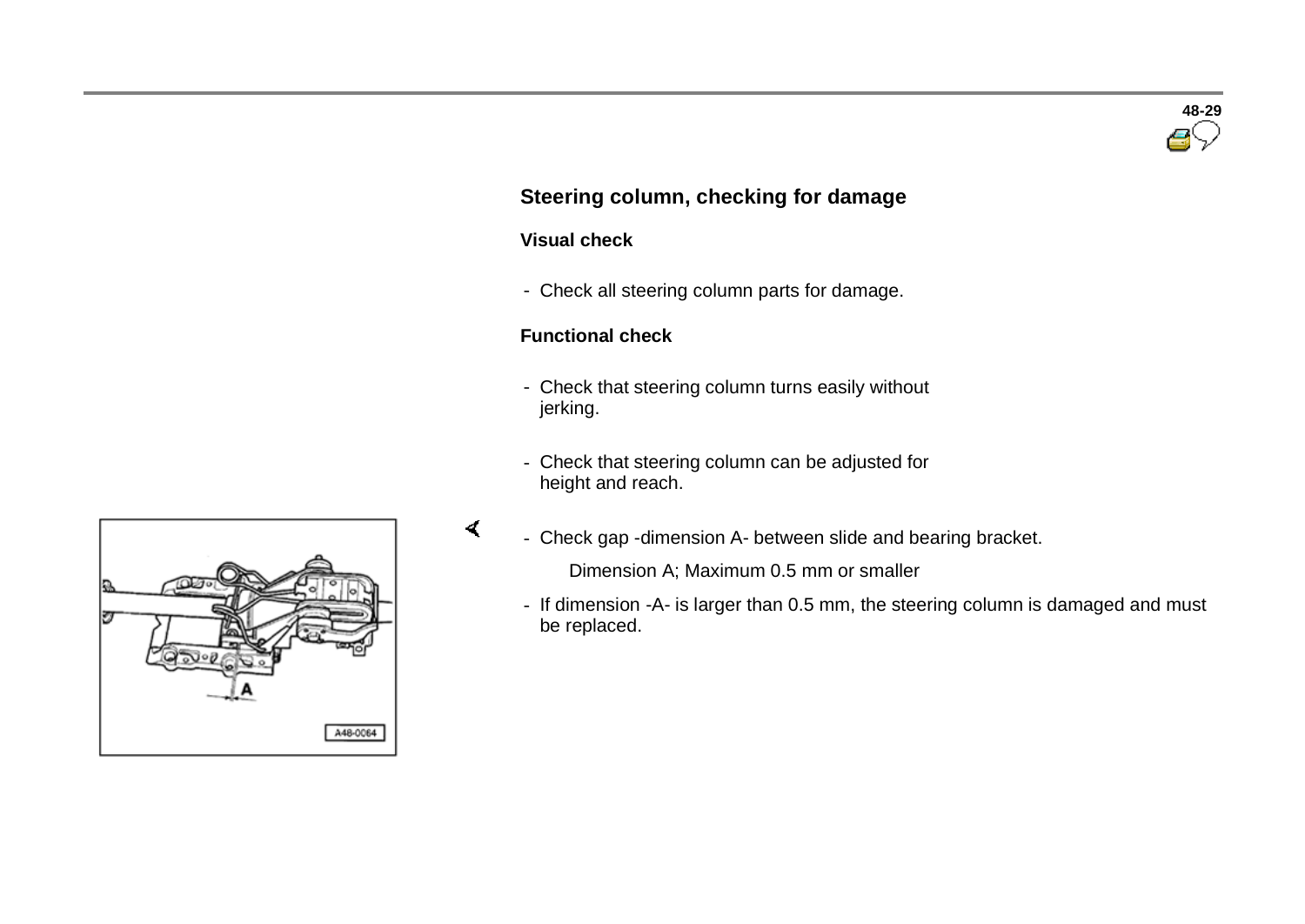## Steering column, checking for damage

### Visual check

- Check all steering column parts for damage.

### Functional check

- Check that steering column turns easily without jerking.
- Check that steering column can be adjusted for height and reach.
- Check gap -dimension A- between slide and bearing bracket.

  Dimension A; Maximum 0.5 mm or smaller

- If dimension -A- is larger than 0.5 mm, the steering column is damaged and must be replaced.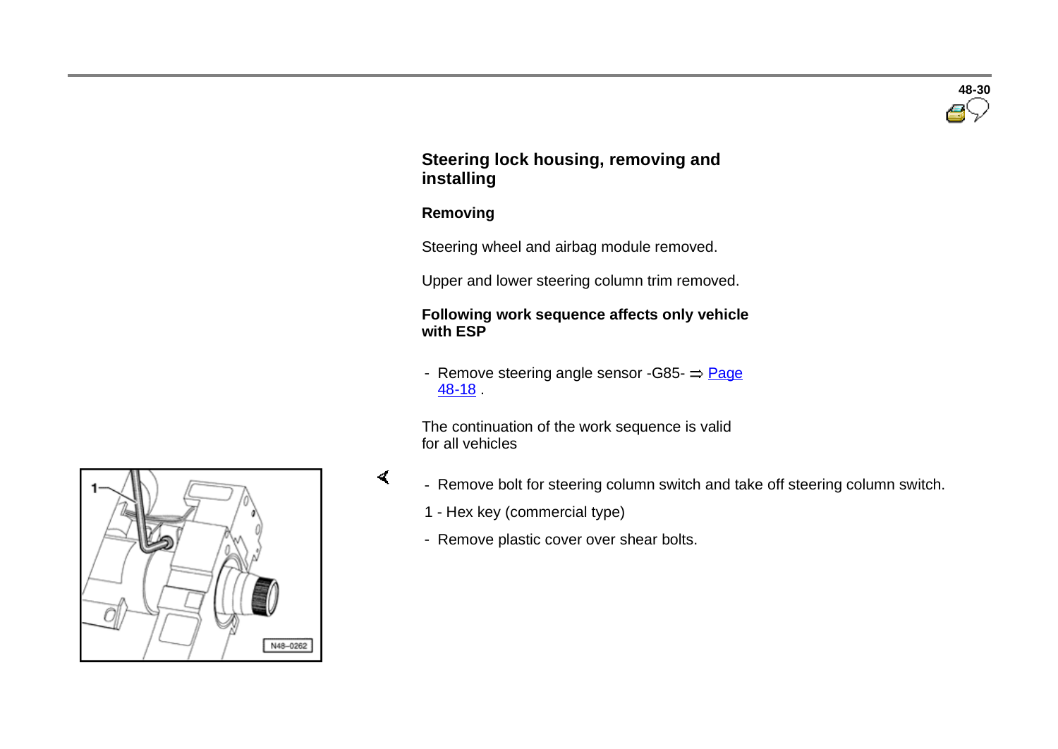## Steering lock housing, removing and installing

### Removing

Steering wheel and airbag module removed.

Upper and lower steering column trim removed.

**Following work sequence affects only vehicle with ESP**

- Remove steering angle sensor -G85- ⇒ Page 48-18 .

The continuation of the work sequence is valid for all vehicles

- Remove bolt for steering column switch and take off steering column switch.

1 - Hex key (commercial type)

- Remove plastic cover over shear bolts.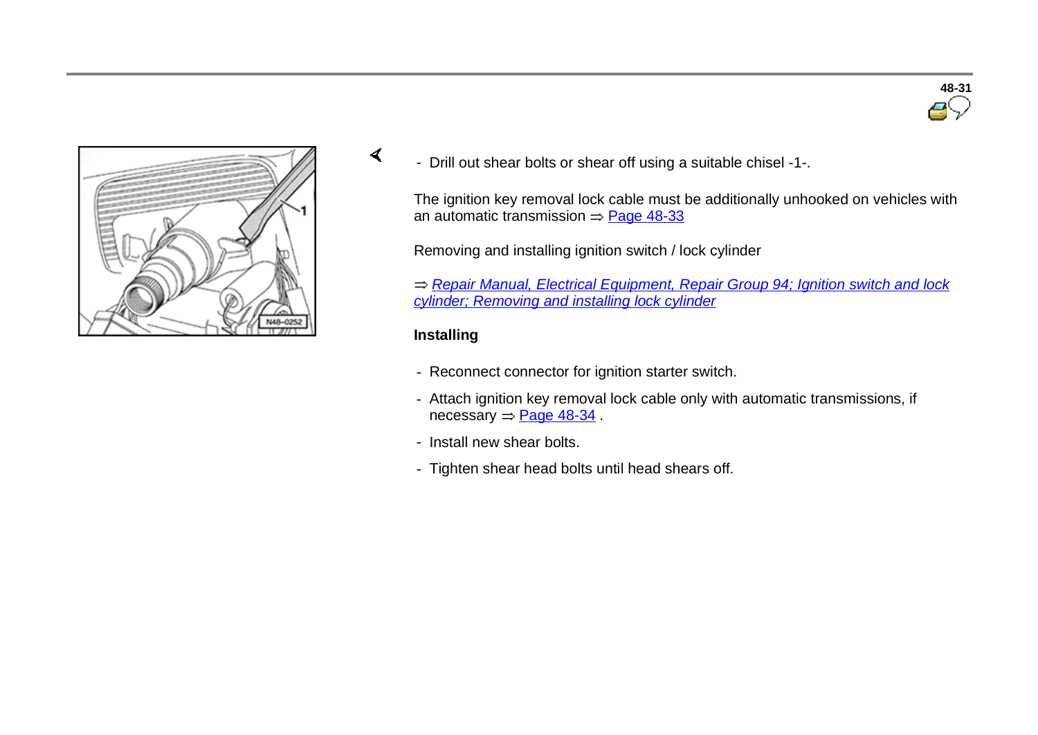- Drill out shear bolts or shear off using a suitable chisel -1-.

The ignition key removal lock cable must be additionally unhooked on vehicles with an automatic transmission ⇒ Page 48-33

Removing and installing ignition switch / lock cylinder

⇒ *Repair Manual, Electrical Equipment, Repair Group 94; Ignition switch and lock cylinder; Removing and installing lock cylinder*

**Installing**

- Reconnect connector for ignition starter switch.
- Attach ignition key removal lock cable only with automatic transmissions, if necessary ⇒ Page 48-34 .
- Install new shear bolts.
- Tighten shear head bolts until head shears off.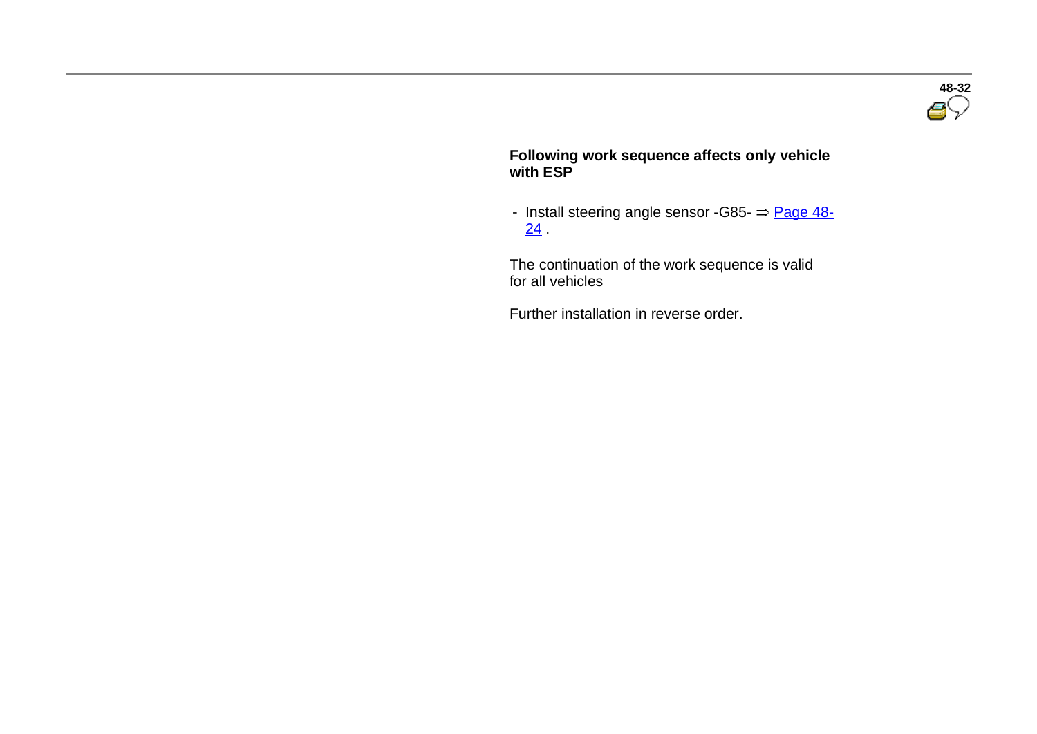**Following work sequence affects only vehicle with ESP**

- Install steering angle sensor -G85- ⇒ Page 48-24 .

The continuation of the work sequence is valid for all vehicles

Further installation in reverse order.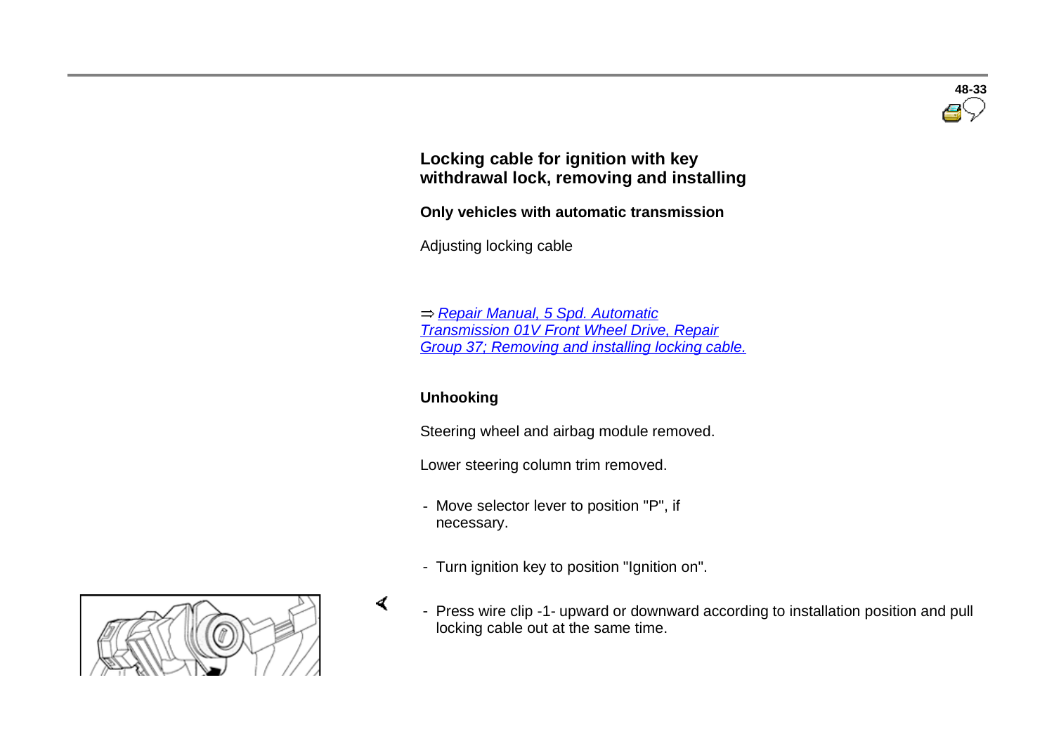## Locking cable for ignition with key withdrawal lock, removing and installing

**Only vehicles with automatic transmission**

Adjusting locking cable

⇒ *Repair Manual, 5 Spd. Automatic Transmission 01V Front Wheel Drive, Repair Group 37; Removing and installing locking cable.*

**Unhooking**

Steering wheel and airbag module removed.

Lower steering column trim removed.

- Move selector lever to position "P", if necessary.
- Turn ignition key to position "Ignition on".
- Press wire clip -1- upward or downward according to installation position and pull locking cable out at the same time.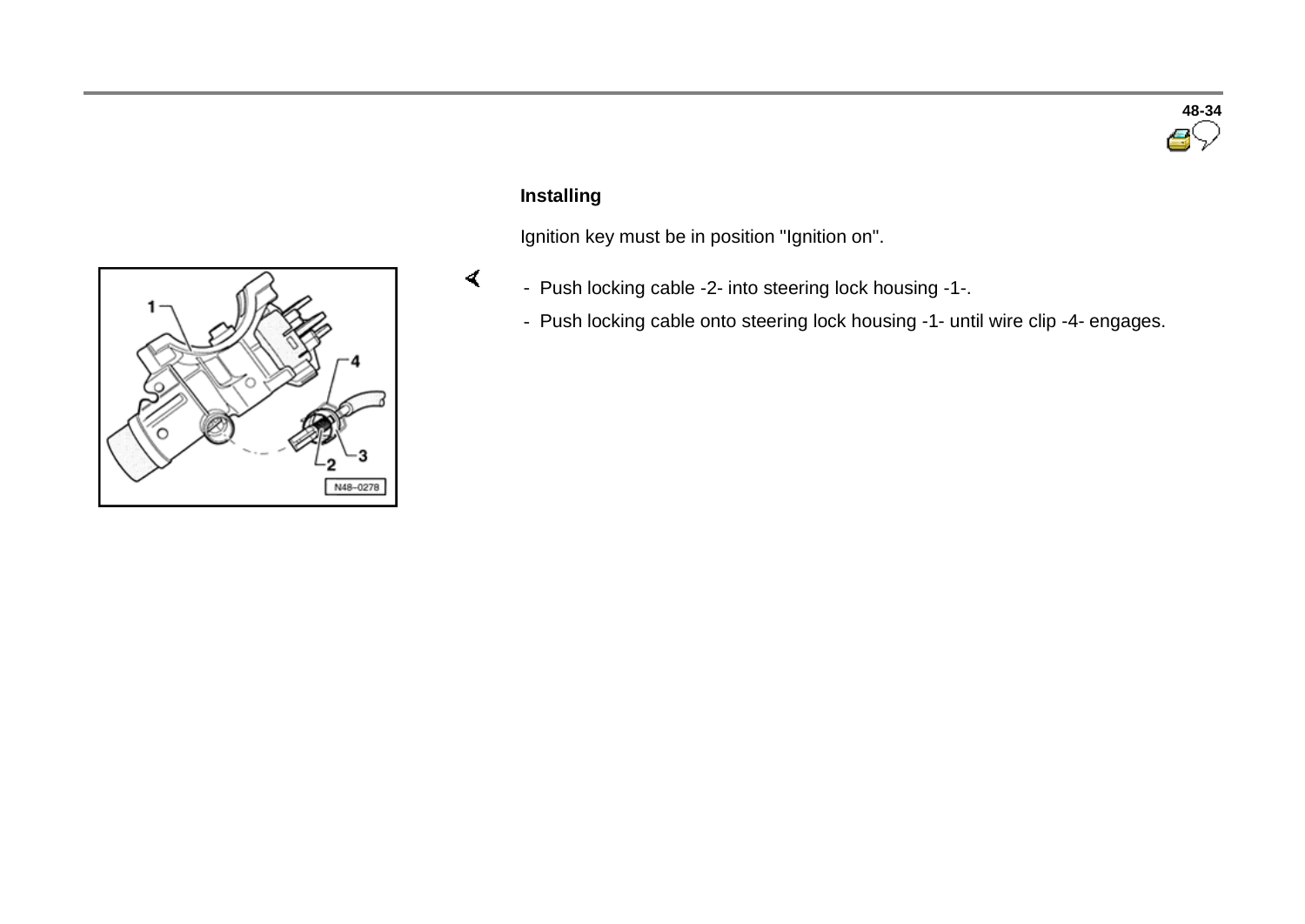### Installing

Ignition key must be in position "Ignition on".

- Push locking cable -2- into steering lock housing -1-.
- Push locking cable onto steering lock housing -1- until wire clip -4- engages.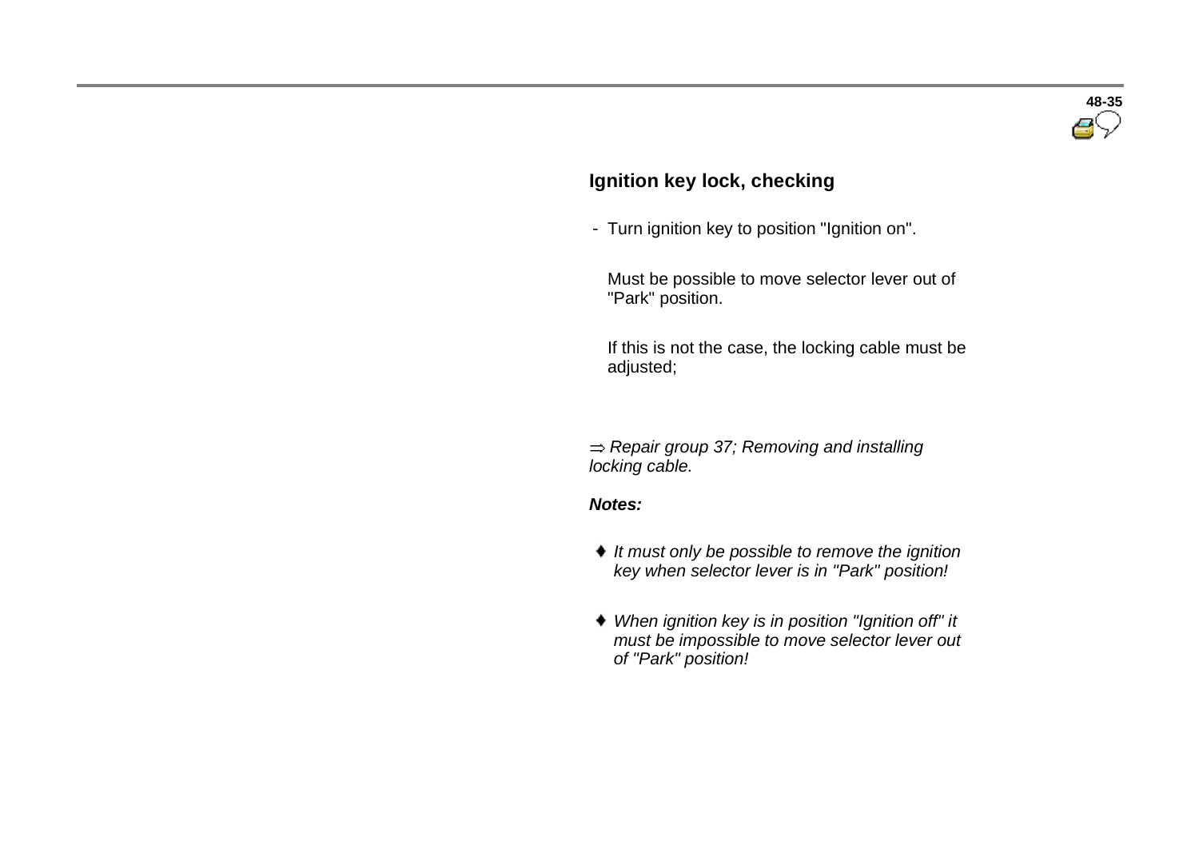## Ignition key lock, checking

- Turn ignition key to position "Ignition on".

Must be possible to move selector lever out of "Park" position.

If this is not the case, the locking cable must be adjusted;

⇒ *Repair group 37; Removing and installing locking cable.*

***Notes:***

- *It must only be possible to remove the ignition key when selector lever is in "Park" position!*
- *When ignition key is in position "Ignition off" it must be impossible to move selector lever out of "Park" position!*